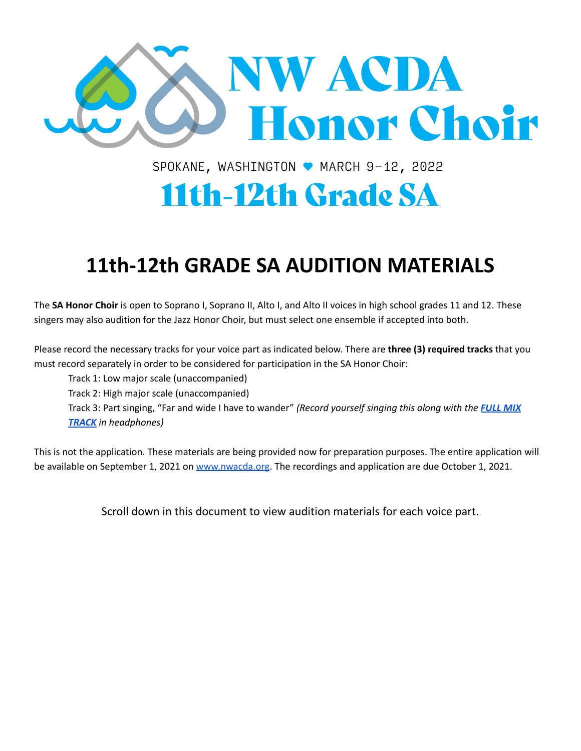# NW ACDA Honor Choir

SPOKANE, WASHINGTON ♥ MARCH 9–12, 2022

## 11th-12th Grade SA

## 11th-12th GRADE SA AUDITION MATERIALS

The **SA Honor Choir** is open to Soprano I, Soprano II, Alto I, and Alto II voices in high school grades 11 and 12. These singers may also audition for the Jazz Honor Choir, but must select one ensemble if accepted into both.

Please record the necessary tracks for your voice part as indicated below. There are **three (3) required tracks** that you must record separately in order to be considered for participation in the SA Honor Choir:

Track 1: Low major scale (unaccompanied)
Track 2: High major scale (unaccompanied)
Track 3: Part singing, "Far and wide I have to wander" *(Record yourself singing this along with the **FULL MIX TRACK** in headphones)*

This is not the application. These materials are being provided now for preparation purposes. The entire application will be available on September 1, 2021 on www.nwacda.org. The recordings and application are due October 1, 2021.

Scroll down in this document to view audition materials for each voice part.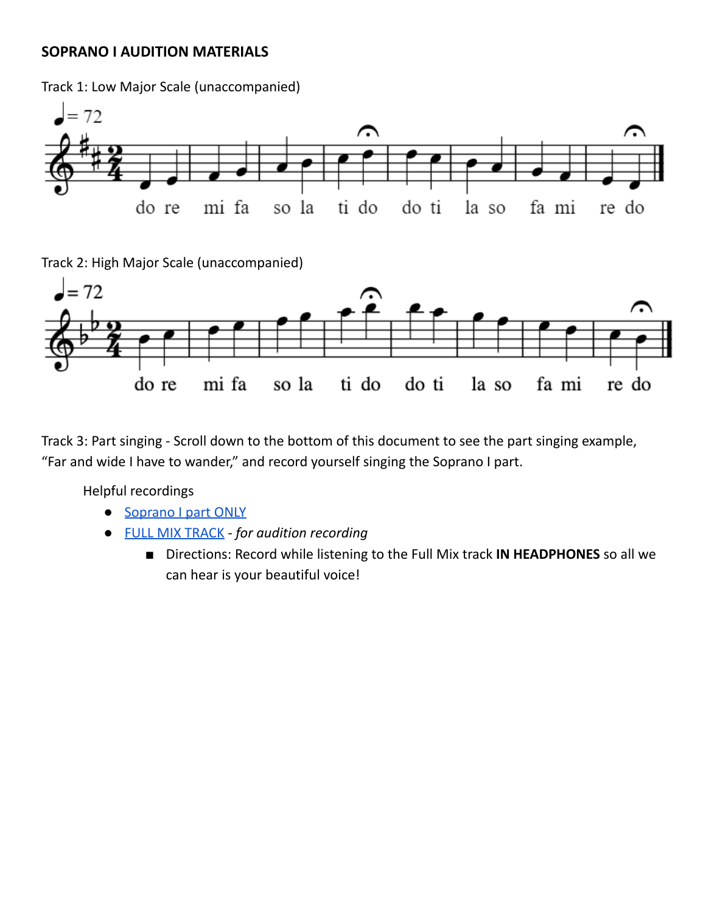**SOPRANO I AUDITION MATERIALS**

Track 1: Low Major Scale (unaccompanied)

Track 2: High Major Scale (unaccompanied)

Track 3: Part singing - Scroll down to the bottom of this document to see the part singing example, “Far and wide I have to wander,” and record yourself singing the Soprano I part.

Helpful recordings

- Soprano I part ONLY
- FULL MIX TRACK - *for audition recording*
    - Directions: Record while listening to the Full Mix track **IN HEADPHONES** so all we can hear is your beautiful voice!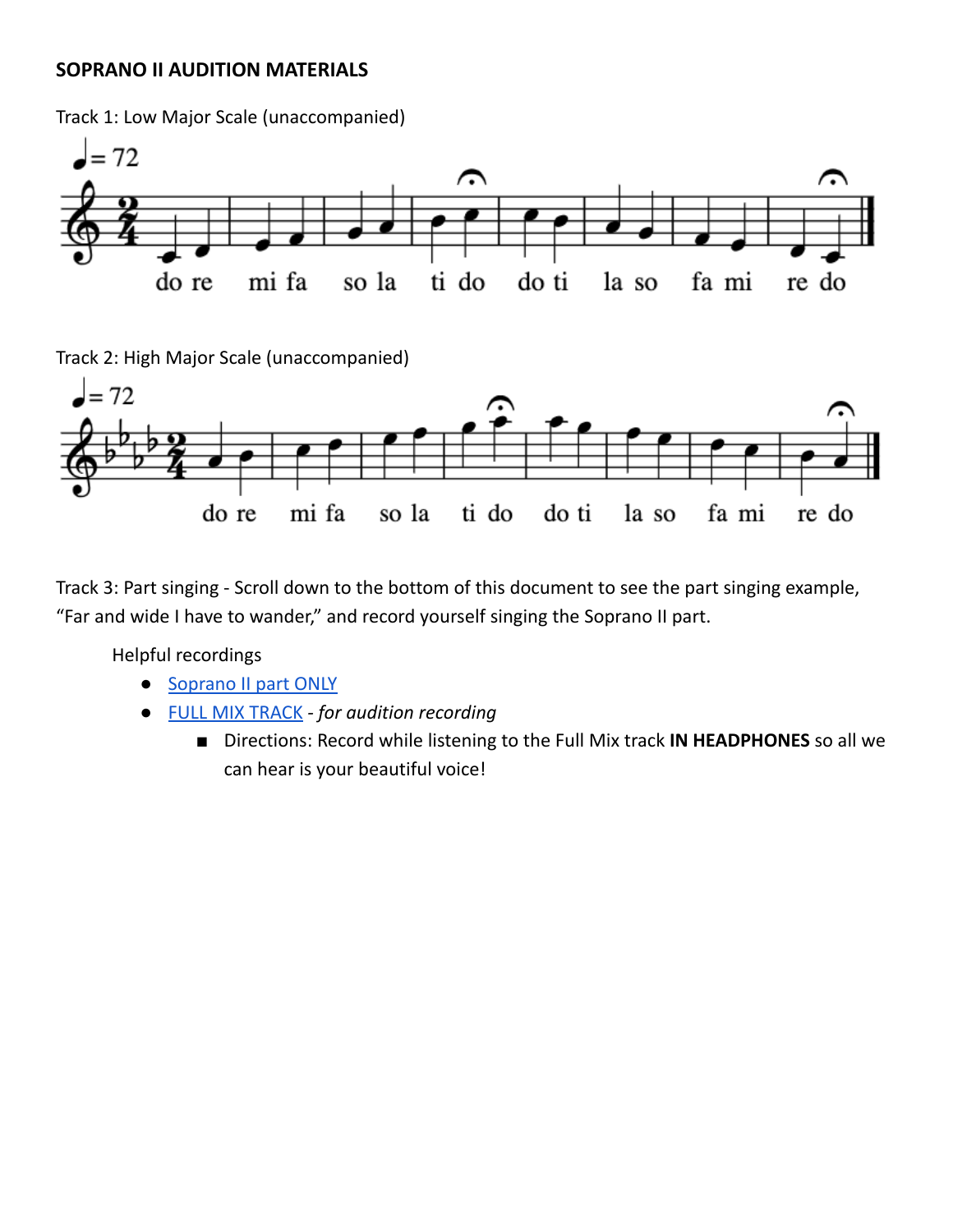**SOPRANO II AUDITION MATERIALS**

Track 1: Low Major Scale (unaccompanied)

Track 2: High Major Scale (unaccompanied)

Track 3: Part singing - Scroll down to the bottom of this document to see the part singing example, "Far and wide I have to wander," and record yourself singing the Soprano II part.

Helpful recordings

- Soprano II part ONLY
- FULL MIX TRACK - *for audition recording*
    - Directions: Record while listening to the Full Mix track **IN HEADPHONES** so all we can hear is your beautiful voice!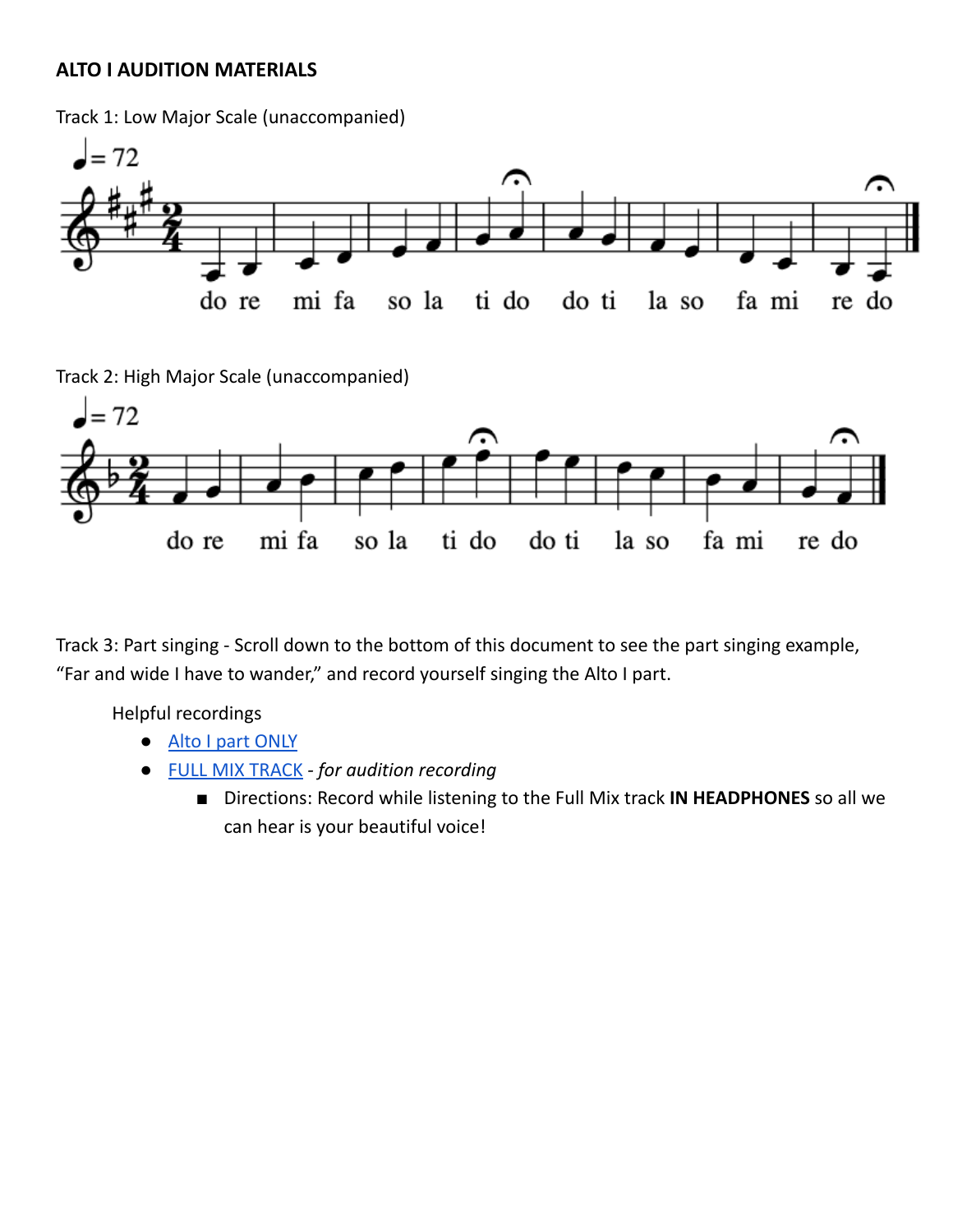**ALTO I AUDITION MATERIALS**

Track 1: Low Major Scale (unaccompanied)

Track 2: High Major Scale (unaccompanied)

Track 3: Part singing - Scroll down to the bottom of this document to see the part singing example, "Far and wide I have to wander," and record yourself singing the Alto I part.

Helpful recordings

- Alto I part ONLY
- FULL MIX TRACK - *for audition recording*
    - Directions: Record while listening to the Full Mix track **IN HEADPHONES** so all we can hear is your beautiful voice!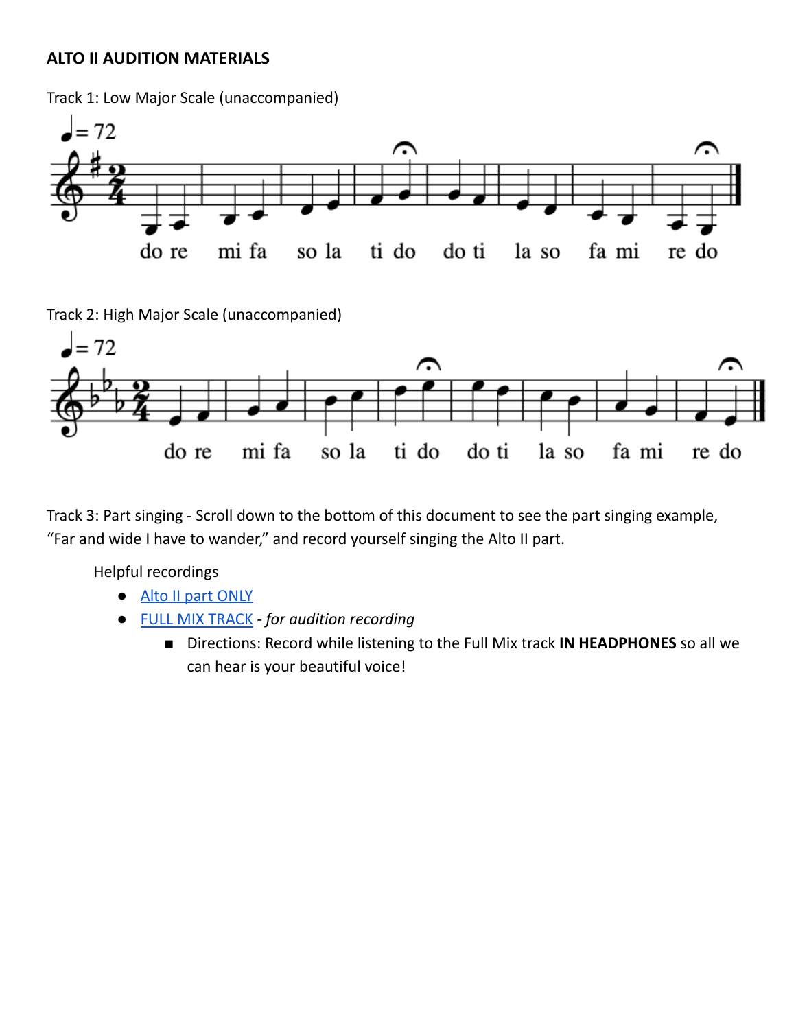**ALTO II AUDITION MATERIALS**

Track 1: Low Major Scale (unaccompanied)

Track 2: High Major Scale (unaccompanied)

Track 3: Part singing - Scroll down to the bottom of this document to see the part singing example, "Far and wide I have to wander," and record yourself singing the Alto II part.

Helpful recordings

- Alto II part ONLY
- FULL MIX TRACK - *for audition recording*
  - Directions: Record while listening to the Full Mix track **IN HEADPHONES** so all we can hear is your beautiful voice!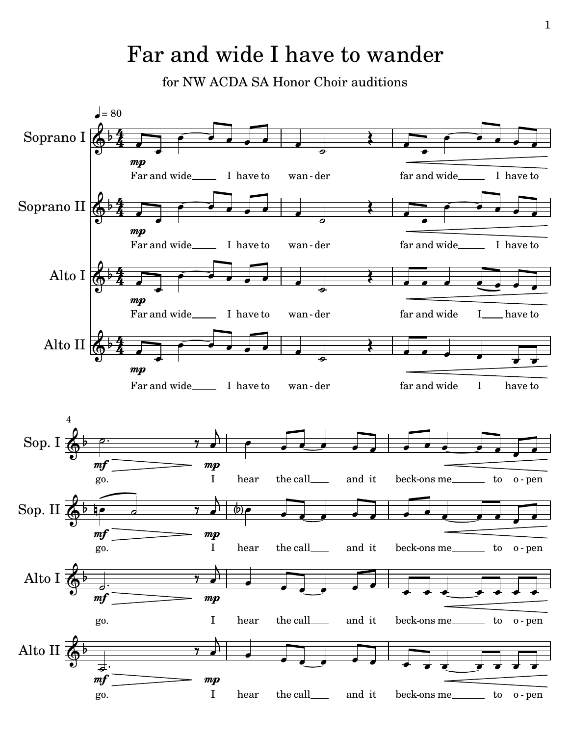# Far and wide I have to wander

for NW ACDA SA Honor Choir auditions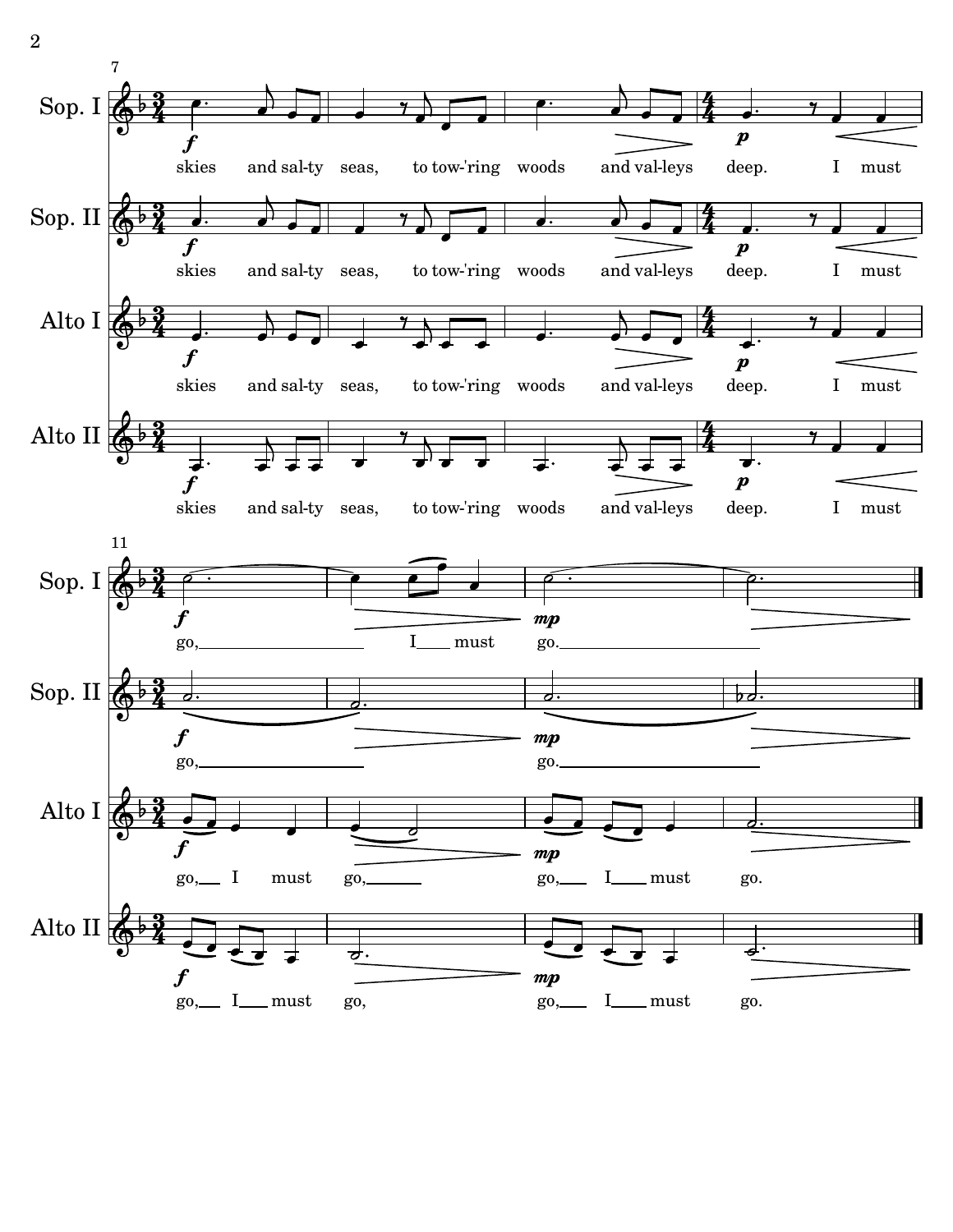Sop. I

skies and sal-ty seas, to tow-'ring woods and val-leys deep. I must

go, I must go.

Sop. II

skies and sal-ty seas, to tow-'ring woods and val-leys deep. I must

go, go.

Alto I

skies and sal-ty seas, to tow-'ring woods and val-leys deep. I must

go, I must go, go, I must go.

Alto II

skies and sal-ty seas, to tow-'ring woods and val-leys deep. I must

go, I must go, go, I must go.